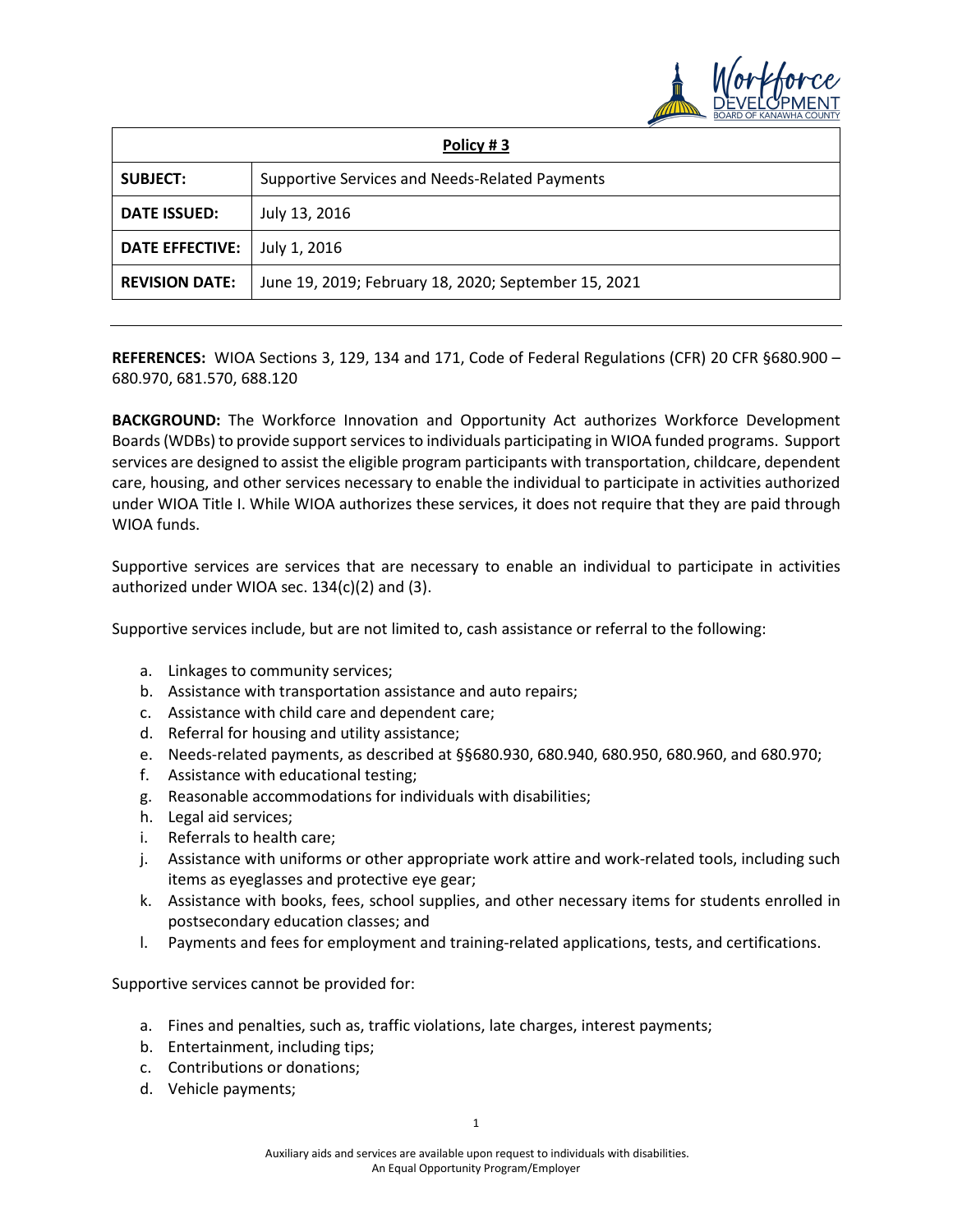| Policy # 3 | |
|---|---|
| **SUBJECT:** | Supportive Services and Needs-Related Payments |
| **DATE ISSUED:** | July 13, 2016 |
| **DATE EFFECTIVE:** | July 1, 2016 |
| **REVISION DATE:** | June 19, 2019; February 18, 2020; September 15, 2021 |

**REFERENCES:** WIOA Sections 3, 129, 134 and 171, Code of Federal Regulations (CFR) 20 CFR §680.900 – 680.970, 681.570, 688.120

**BACKGROUND:** The Workforce Innovation and Opportunity Act authorizes Workforce Development Boards (WDBs) to provide support services to individuals participating in WIOA funded programs. Support services are designed to assist the eligible program participants with transportation, childcare, dependent care, housing, and other services necessary to enable the individual to participate in activities authorized under WIOA Title I. While WIOA authorizes these services, it does not require that they are paid through WIOA funds.

Supportive services are services that are necessary to enable an individual to participate in activities authorized under WIOA sec. 134(c)(2) and (3).

Supportive services include, but are not limited to, cash assistance or referral to the following:

a. Linkages to community services;
b. Assistance with transportation assistance and auto repairs;
c. Assistance with child care and dependent care;
d. Referral for housing and utility assistance;
e. Needs-related payments, as described at §§680.930, 680.940, 680.950, 680.960, and 680.970;
f. Assistance with educational testing;
g. Reasonable accommodations for individuals with disabilities;
h. Legal aid services;
i. Referrals to health care;
j. Assistance with uniforms or other appropriate work attire and work-related tools, including such items as eyeglasses and protective eye gear;
k. Assistance with books, fees, school supplies, and other necessary items for students enrolled in postsecondary education classes; and
l. Payments and fees for employment and training-related applications, tests, and certifications.

Supportive services cannot be provided for:

a. Fines and penalties, such as, traffic violations, late charges, interest payments;
b. Entertainment, including tips;
c. Contributions or donations;
d. Vehicle payments;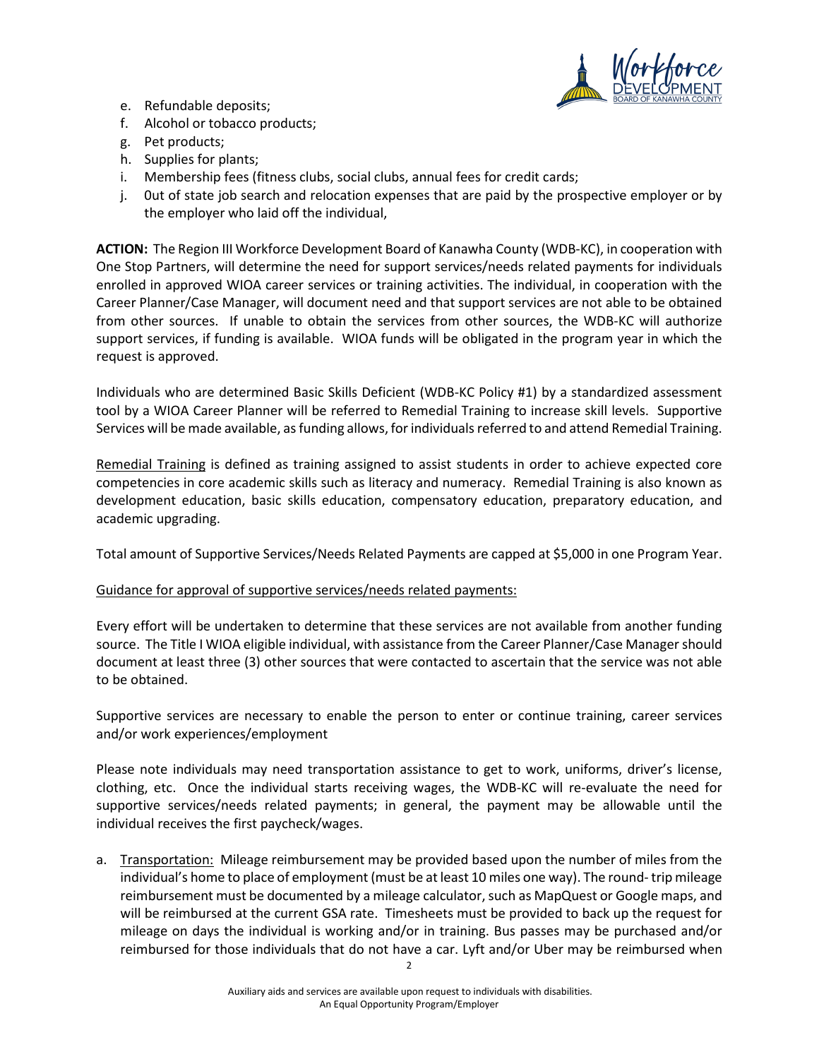e. Refundable deposits;
f. Alcohol or tobacco products;
g. Pet products;
h. Supplies for plants;
i. Membership fees (fitness clubs, social clubs, annual fees for credit cards;
j. 0ut of state job search and relocation expenses that are paid by the prospective employer or by the employer who laid off the individual,

**ACTION:** The Region III Workforce Development Board of Kanawha County (WDB-KC), in cooperation with One Stop Partners, will determine the need for support services/needs related payments for individuals enrolled in approved WIOA career services or training activities. The individual, in cooperation with the Career Planner/Case Manager, will document need and that support services are not able to be obtained from other sources. If unable to obtain the services from other sources, the WDB-KC will authorize support services, if funding is available. WIOA funds will be obligated in the program year in which the request is approved.

Individuals who are determined Basic Skills Deficient (WDB-KC Policy #1) by a standardized assessment tool by a WIOA Career Planner will be referred to Remedial Training to increase skill levels. Supportive Services will be made available, as funding allows, for individuals referred to and attend Remedial Training.

Remedial Training is defined as training assigned to assist students in order to achieve expected core competencies in core academic skills such as literacy and numeracy. Remedial Training is also known as development education, basic skills education, compensatory education, preparatory education, and academic upgrading.

Total amount of Supportive Services/Needs Related Payments are capped at $5,000 in one Program Year.

Guidance for approval of supportive services/needs related payments:

Every effort will be undertaken to determine that these services are not available from another funding source. The Title I WIOA eligible individual, with assistance from the Career Planner/Case Manager should document at least three (3) other sources that were contacted to ascertain that the service was not able to be obtained.

Supportive services are necessary to enable the person to enter or continue training, career services and/or work experiences/employment

Please note individuals may need transportation assistance to get to work, uniforms, driver's license, clothing, etc. Once the individual starts receiving wages, the WDB-KC will re-evaluate the need for supportive services/needs related payments; in general, the payment may be allowable until the individual receives the first paycheck/wages.

a. Transportation: Mileage reimbursement may be provided based upon the number of miles from the individual's home to place of employment (must be at least 10 miles one way). The round- trip mileage reimbursement must be documented by a mileage calculator, such as MapQuest or Google maps, and will be reimbursed at the current GSA rate. Timesheets must be provided to back up the request for mileage on days the individual is working and/or in training. Bus passes may be purchased and/or reimbursed for those individuals that do not have a car. Lyft and/or Uber may be reimbursed when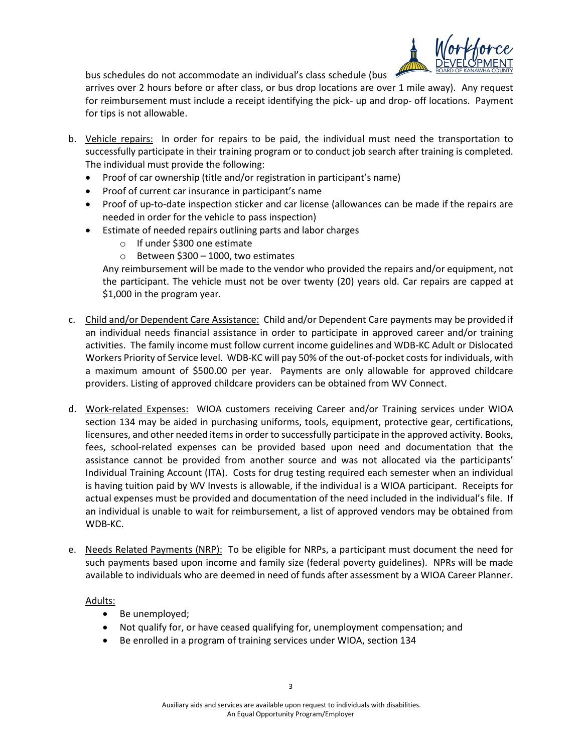bus schedules do not accommodate an individual's class schedule (bus arrives over 2 hours before or after class, or bus drop locations are over 1 mile away). Any request for reimbursement must include a receipt identifying the pick- up and drop- off locations. Payment for tips is not allowable.

b. Vehicle repairs: In order for repairs to be paid, the individual must need the transportation to successfully participate in their training program or to conduct job search after training is completed. The individual must provide the following:
   - Proof of car ownership (title and/or registration in participant's name)
   - Proof of current car insurance in participant's name
   - Proof of up-to-date inspection sticker and car license (allowances can be made if the repairs are needed in order for the vehicle to pass inspection)
   - Estimate of needed repairs outlining parts and labor charges
     - If under $300 one estimate
     - Between $300 – 1000, two estimates

   Any reimbursement will be made to the vendor who provided the repairs and/or equipment, not the participant. The vehicle must not be over twenty (20) years old. Car repairs are capped at $1,000 in the program year.

c. Child and/or Dependent Care Assistance: Child and/or Dependent Care payments may be provided if an individual needs financial assistance in order to participate in approved career and/or training activities. The family income must follow current income guidelines and WDB-KC Adult or Dislocated Workers Priority of Service level. WDB-KC will pay 50% of the out-of-pocket costs for individuals, with a maximum amount of $500.00 per year. Payments are only allowable for approved childcare providers. Listing of approved childcare providers can be obtained from WV Connect.

d. Work-related Expenses: WIOA customers receiving Career and/or Training services under WIOA section 134 may be aided in purchasing uniforms, tools, equipment, protective gear, certifications, licensures, and other needed items in order to successfully participate in the approved activity. Books, fees, school-related expenses can be provided based upon need and documentation that the assistance cannot be provided from another source and was not allocated via the participants' Individual Training Account (ITA). Costs for drug testing required each semester when an individual is having tuition paid by WV Invests is allowable, if the individual is a WIOA participant. Receipts for actual expenses must be provided and documentation of the need included in the individual's file. If an individual is unable to wait for reimbursement, a list of approved vendors may be obtained from WDB-KC.

e. Needs Related Payments (NRP): To be eligible for NRPs, a participant must document the need for such payments based upon income and family size (federal poverty guidelines). NPRs will be made available to individuals who are deemed in need of funds after assessment by a WIOA Career Planner.

   Adults:
   - Be unemployed;
   - Not qualify for, or have ceased qualifying for, unemployment compensation; and
   - Be enrolled in a program of training services under WIOA, section 134

Auxiliary aids and services are available upon request to individuals with disabilities.
An Equal Opportunity Program/Employer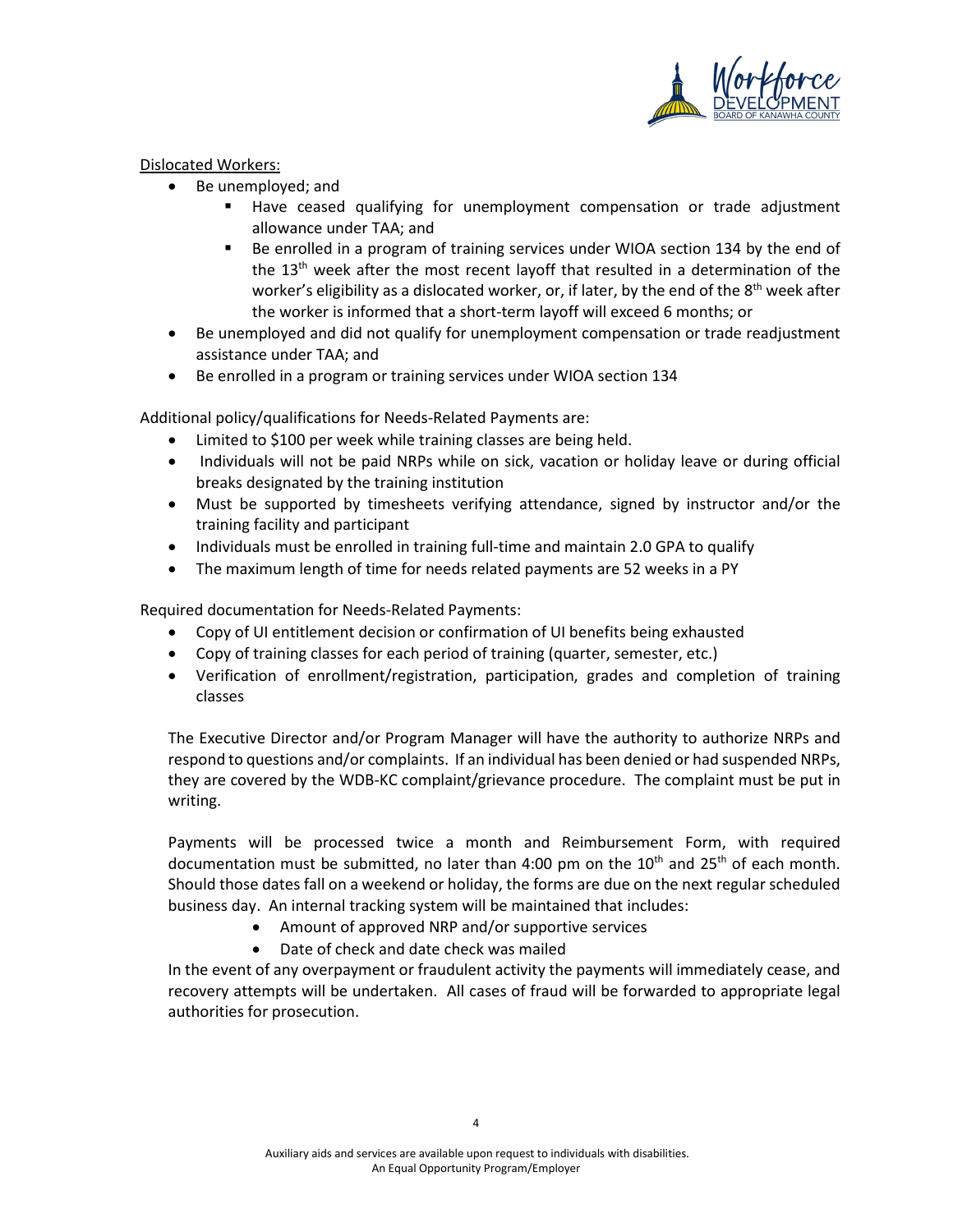Dislocated Workers:

- Be unemployed; and
  - Have ceased qualifying for unemployment compensation or trade adjustment allowance under TAA; and
  - Be enrolled in a program of training services under WIOA section 134 by the end of the 13th week after the most recent layoff that resulted in a determination of the worker's eligibility as a dislocated worker, or, if later, by the end of the 8th week after the worker is informed that a short-term layoff will exceed 6 months; or
- Be unemployed and did not qualify for unemployment compensation or trade readjustment assistance under TAA; and
- Be enrolled in a program or training services under WIOA section 134

Additional policy/qualifications for Needs-Related Payments are:

- Limited to $100 per week while training classes are being held.
- Individuals will not be paid NRPs while on sick, vacation or holiday leave or during official breaks designated by the training institution
- Must be supported by timesheets verifying attendance, signed by instructor and/or the training facility and participant
- Individuals must be enrolled in training full-time and maintain 2.0 GPA to qualify
- The maximum length of time for needs related payments are 52 weeks in a PY

Required documentation for Needs-Related Payments:

- Copy of UI entitlement decision or confirmation of UI benefits being exhausted
- Copy of training classes for each period of training (quarter, semester, etc.)
- Verification of enrollment/registration, participation, grades and completion of training classes

The Executive Director and/or Program Manager will have the authority to authorize NRPs and respond to questions and/or complaints. If an individual has been denied or had suspended NRPs, they are covered by the WDB-KC complaint/grievance procedure. The complaint must be put in writing.

Payments will be processed twice a month and Reimbursement Form, with required documentation must be submitted, no later than 4:00 pm on the 10th and 25th of each month. Should those dates fall on a weekend or holiday, the forms are due on the next regular scheduled business day. An internal tracking system will be maintained that includes:

- Amount of approved NRP and/or supportive services
- Date of check and date check was mailed

In the event of any overpayment or fraudulent activity the payments will immediately cease, and recovery attempts will be undertaken. All cases of fraud will be forwarded to appropriate legal authorities for prosecution.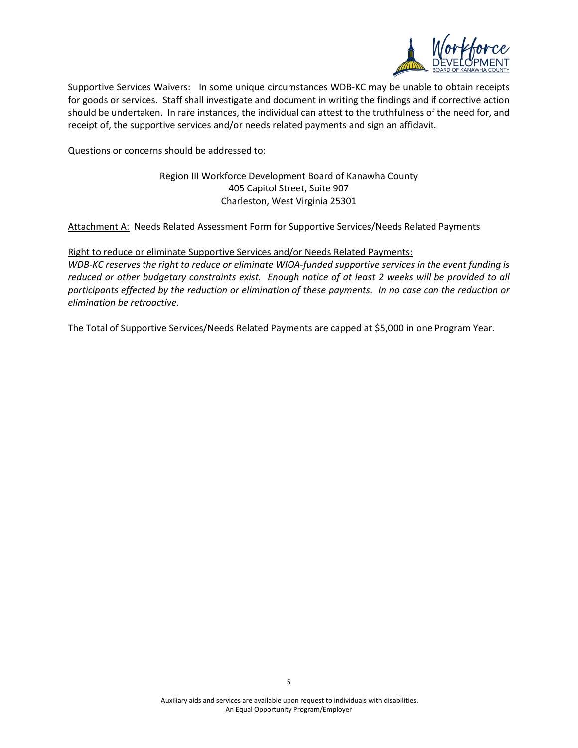Supportive Services Waivers: In some unique circumstances WDB-KC may be unable to obtain receipts for goods or services. Staff shall investigate and document in writing the findings and if corrective action should be undertaken. In rare instances, the individual can attest to the truthfulness of the need for, and receipt of, the supportive services and/or needs related payments and sign an affidavit.

Questions or concerns should be addressed to:

Region III Workforce Development Board of Kanawha County
405 Capitol Street, Suite 907
Charleston, West Virginia 25301

Attachment A: Needs Related Assessment Form for Supportive Services/Needs Related Payments

Right to reduce or eliminate Supportive Services and/or Needs Related Payments:
*WDB-KC reserves the right to reduce or eliminate WIOA-funded supportive services in the event funding is reduced or other budgetary constraints exist. Enough notice of at least 2 weeks will be provided to all participants effected by the reduction or elimination of these payments. In no case can the reduction or elimination be retroactive.*

The Total of Supportive Services/Needs Related Payments are capped at $5,000 in one Program Year.

Auxiliary aids and services are available upon request to individuals with disabilities.
An Equal Opportunity Program/Employer